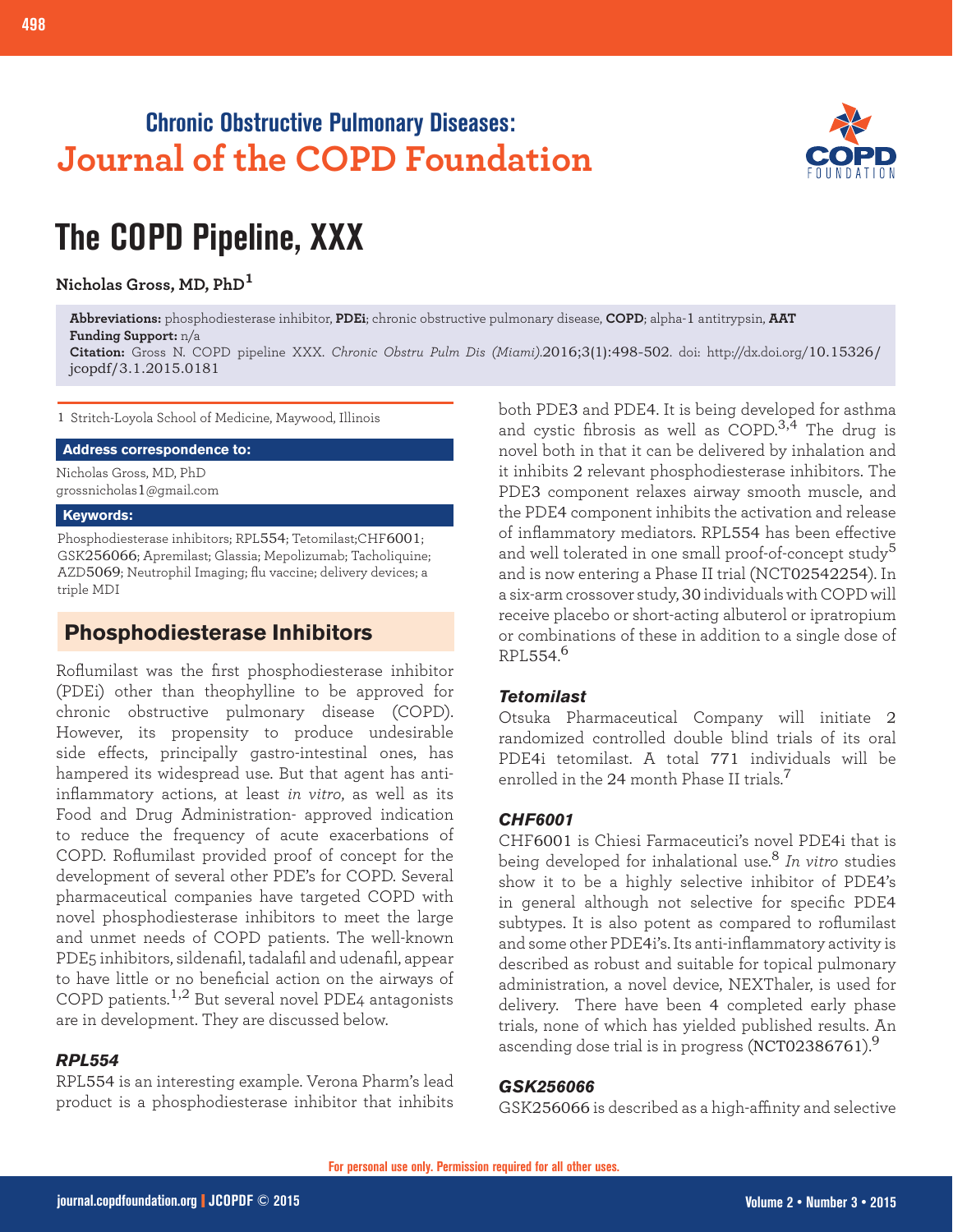Chronic Obstructive Pulmonary Diseases:
Journal of the COPD Foundation

# The COPD Pipeline, XXX

**Nicholas Gross, MD, PhD**[1]

**Abbreviations:** phosphodiesterase inhibitor, **PDEi**; chronic obstructive pulmonary disease, **COPD**; alpha-1 antitrypsin, **AAT**
**Funding Support:** n/a
**Citation:** Gross N. COPD pipeline XXX. *Chronic Obstru Pulm Dis (Miami)*.2016;3(1):498-502. doi: http://dx.doi.org/10.15326/jcopdf/3.1.2015.0181

1 Stritch-Loyola School of Medicine, Maywood, Illinois

**Address correspondence to:**

Nicholas Gross, MD, PhD
grossnicholas1@gmail.com

**Keywords:**

Phosphodiesterase inhibitors; RPL554; Tetomilast;CHF6001; GSK256066; Apremilast; Glassia; Mepolizumab; Tacholiquine; AZD5069; Neutrophil Imaging; flu vaccine; delivery devices; a triple MDI

## Phosphodiesterase Inhibitors

Roflumilast was the first phosphodiesterase inhibitor (PDEi) other than theophylline to be approved for chronic obstructive pulmonary disease (COPD). However, its propensity to produce undesirable side effects, principally gastro-intestinal ones, has hampered its widespread use. But that agent has anti-inflammatory actions, at least *in vitro*, as well as its Food and Drug Administration- approved indication to reduce the frequency of acute exacerbations of COPD. Roflumilast provided proof of concept for the development of several other PDE's for COPD. Several pharmaceutical companies have targeted COPD with novel phosphodiesterase inhibitors to meet the large and unmet needs of COPD patients. The well-known PDE5 inhibitors, sildenafil, tadalafil and udenafil, appear to have little or no beneficial action on the airways of COPD patients.[1,2] But several novel PDE4 antagonists are in development. They are discussed below.

### *RPL554*

RPL554 is an interesting example. Verona Pharm's lead product is a phosphodiesterase inhibitor that inhibits both PDE3 and PDE4. It is being developed for asthma and cystic fibrosis as well as COPD.[3,4] The drug is novel both in that it can be delivered by inhalation and it inhibits 2 relevant phosphodiesterase inhibitors. The PDE3 component relaxes airway smooth muscle, and the PDE4 component inhibits the activation and release of inflammatory mediators. RPL554 has been effective and well tolerated in one small proof-of-concept study[5] and is now entering a Phase II trial (NCT02542254). In a six-arm crossover study, 30 individuals with COPD will receive placebo or short-acting albuterol or ipratropium or combinations of these in addition to a single dose of RPL554.[6]

### *Tetomilast*

Otsuka Pharmaceutical Company will initiate 2 randomized controlled double blind trials of its oral PDE4i tetomilast. A total 771 individuals will be enrolled in the 24 month Phase II trials.[7]

### *CHF6001*

CHF6001 is Chiesi Farmaceutici's novel PDE4i that is being developed for inhalational use.[8] *In vitro* studies show it to be a highly selective inhibitor of PDE4's in general although not selective for specific PDE4 subtypes. It is also potent as compared to roflumilast and some other PDE4i's. Its anti-inflammatory activity is described as robust and suitable for topical pulmonary administration, a novel device, NEXThaler, is used for delivery. There have been 4 completed early phase trials, none of which has yielded published results. An ascending dose trial is in progress (NCT02386761).[9]

### *GSK256066*

GSK256066 is described as a high-affinity and selective

For personal use only. Permission required for all other uses.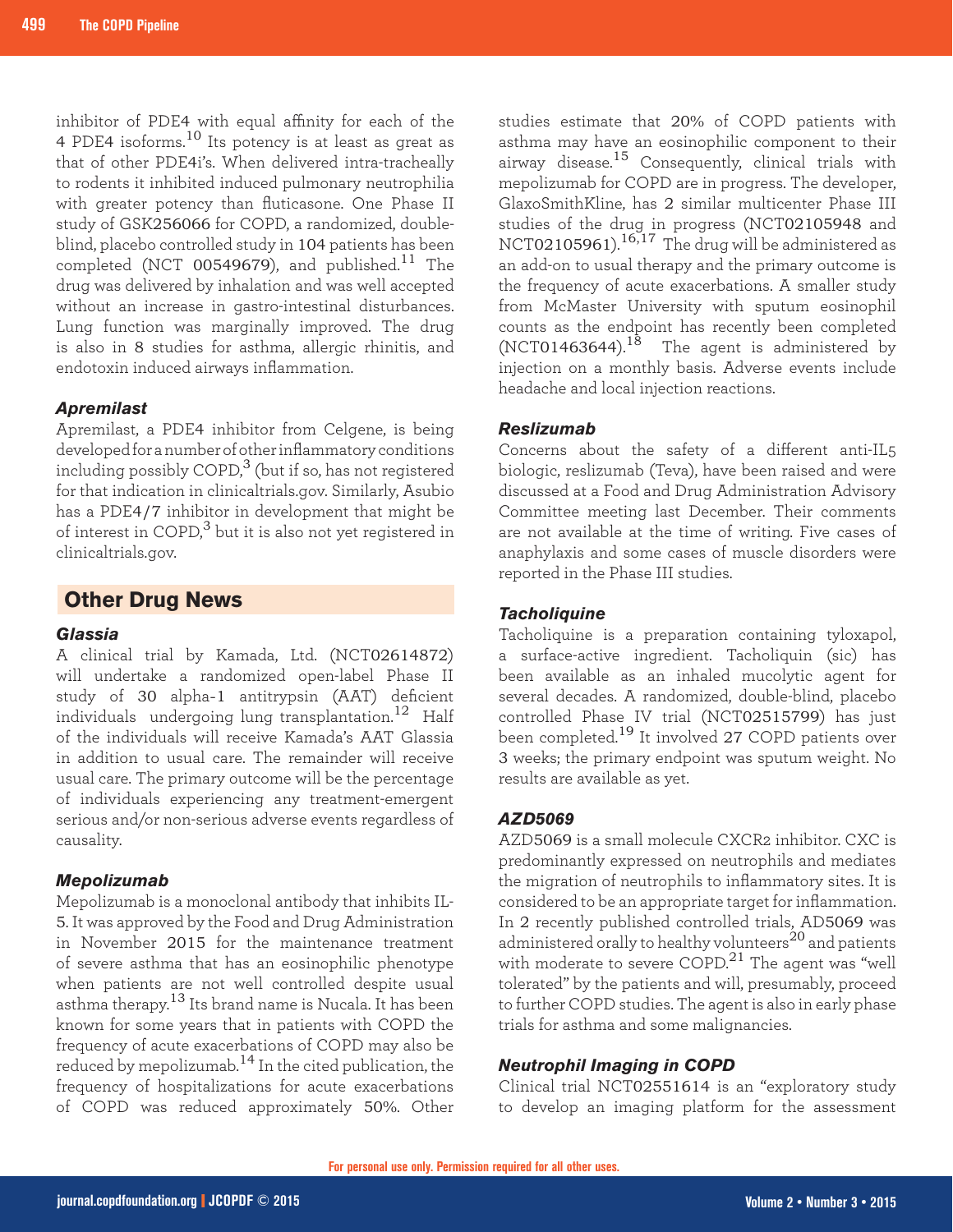inhibitor of PDE4 with equal affinity for each of the 4 PDE4 isoforms.[10] Its potency is at least as great as that of other PDE4i's. When delivered intra-tracheally to rodents it inhibited induced pulmonary neutrophilia with greater potency than fluticasone. One Phase II study of GSK256066 for COPD, a randomized, double-blind, placebo controlled study in 104 patients has been completed (NCT 00549679), and published.[11] The drug was delivered by inhalation and was well accepted without an increase in gastro-intestinal disturbances. Lung function was marginally improved. The drug is also in 8 studies for asthma, allergic rhinitis, and endotoxin induced airways inflammation.

### *Apremilast*

Apremilast, a PDE4 inhibitor from Celgene, is being developed for a number of other inflammatory conditions including possibly COPD,[3] (but if so, has not registered for that indication in clinicaltrials.gov. Similarly, Asubio has a PDE4/7 inhibitor in development that might be of interest in COPD,[3] but it is also not yet registered in clinicaltrials.gov.

## Other Drug News

### *Glassia*

A clinical trial by Kamada, Ltd. (NCT02614872) will undertake a randomized open-label Phase II study of 30 alpha-1 antitrypsin (AAT) deficient individuals undergoing lung transplantation.[12] Half of the individuals will receive Kamada's AAT Glassia in addition to usual care. The remainder will receive usual care. The primary outcome will be the percentage of individuals experiencing any treatment-emergent serious and/or non-serious adverse events regardless of causality.

### *Mepolizumab*

Mepolizumab is a monoclonal antibody that inhibits IL-5. It was approved by the Food and Drug Administration in November 2015 for the maintenance treatment of severe asthma that has an eosinophilic phenotype when patients are not well controlled despite usual asthma therapy.[13] Its brand name is Nucala. It has been known for some years that in patients with COPD the frequency of acute exacerbations of COPD may also be reduced by mepolizumab.[14] In the cited publication, the frequency of hospitalizations for acute exacerbations of COPD was reduced approximately 50%. Other studies estimate that 20% of COPD patients with asthma may have an eosinophilic component to their airway disease.[15] Consequently, clinical trials with mepolizumab for COPD are in progress. The developer, GlaxoSmithKline, has 2 similar multicenter Phase III studies of the drug in progress (NCT02105948 and NCT02105961).[16,17] The drug will be administered as an add-on to usual therapy and the primary outcome is the frequency of acute exacerbations. A smaller study from McMaster University with sputum eosinophil counts as the endpoint has recently been completed (NCT01463644).[18] The agent is administered by injection on a monthly basis. Adverse events include headache and local injection reactions.

### *Reslizumab*

Concerns about the safety of a different anti-IL5 biologic, reslizumab (Teva), have been raised and were discussed at a Food and Drug Administration Advisory Committee meeting last December. Their comments are not available at the time of writing. Five cases of anaphylaxis and some cases of muscle disorders were reported in the Phase III studies.

### *Tacholiquine*

Tacholiquine is a preparation containing tyloxapol, a surface-active ingredient. Tacholiquin (sic) has been available as an inhaled mucolytic agent for several decades. A randomized, double-blind, placebo controlled Phase IV trial (NCT02515799) has just been completed.[19] It involved 27 COPD patients over 3 weeks; the primary endpoint was sputum weight. No results are available as yet.

### *AZD5069*

AZD5069 is a small molecule CXCR2 inhibitor. CXC is predominantly expressed on neutrophils and mediates the migration of neutrophils to inflammatory sites. It is considered to be an appropriate target for inflammation. In 2 recently published controlled trials, AD5069 was administered orally to healthy volunteers[20] and patients with moderate to severe COPD.[21] The agent was "well tolerated" by the patients and will, presumably, proceed to further COPD studies. The agent is also in early phase trials for asthma and some malignancies.

### *Neutrophil Imaging in COPD*

Clinical trial NCT02551614 is an "exploratory study to develop an imaging platform for the assessment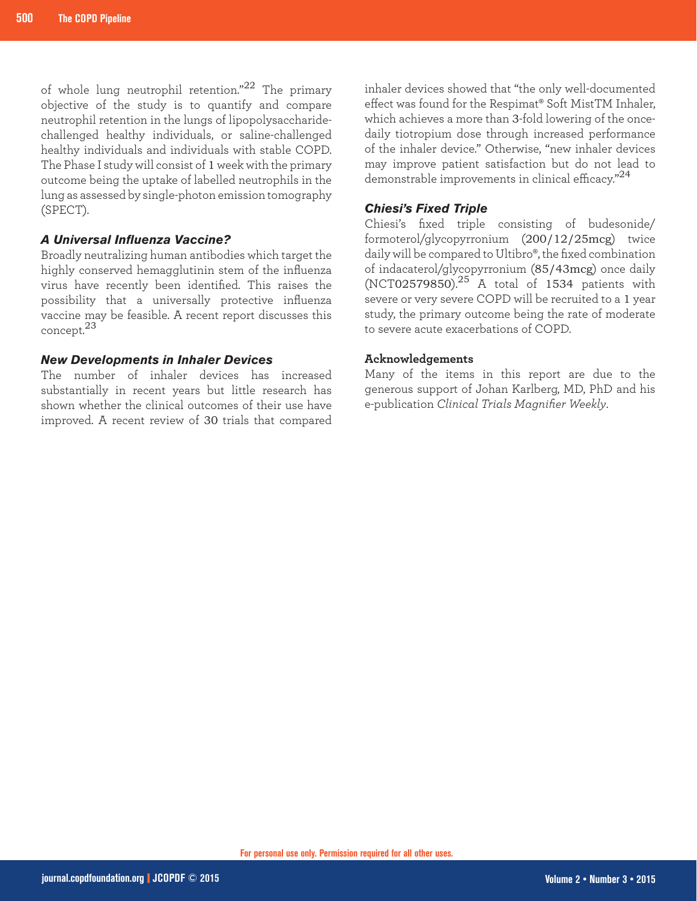of whole lung neutrophil retention."[22] The primary objective of the study is to quantify and compare neutrophil retention in the lungs of lipopolysaccharide-challenged healthy individuals, or saline-challenged healthy individuals and individuals with stable COPD. The Phase I study will consist of 1 week with the primary outcome being the uptake of labelled neutrophils in the lung as assessed by single-photon emission tomography (SPECT).

### *A Universal Influenza Vaccine?*

Broadly neutralizing human antibodies which target the highly conserved hemagglutinin stem of the influenza virus have recently been identified. This raises the possibility that a universally protective influenza vaccine may be feasible. A recent report discusses this concept.[23]

### *New Developments in Inhaler Devices*

The number of inhaler devices has increased substantially in recent years but little research has shown whether the clinical outcomes of their use have improved. A recent review of 30 trials that compared inhaler devices showed that "the only well-documented effect was found for the Respimat® Soft MistTM Inhaler, which achieves a more than 3-fold lowering of the once-daily tiotropium dose through increased performance of the inhaler device." Otherwise, "new inhaler devices may improve patient satisfaction but do not lead to demonstrable improvements in clinical efficacy."[24]

### *Chiesi's Fixed Triple*

Chiesi's fixed triple consisting of budesonide/formoterol/glycopyrronium (200/12/25mcg) twice daily will be compared to Ultibro®, the fixed combination of indacaterol/glycopyrronium (85/43mcg) once daily (NCT02579850).[25] A total of 1534 patients with severe or very severe COPD will be recruited to a 1 year study, the primary outcome being the rate of moderate to severe acute exacerbations of COPD.

#### Acknowledgements

Many of the items in this report are due to the generous support of Johan Karlberg, MD, PhD and his e-publication *Clinical Trials Magnifier Weekly*.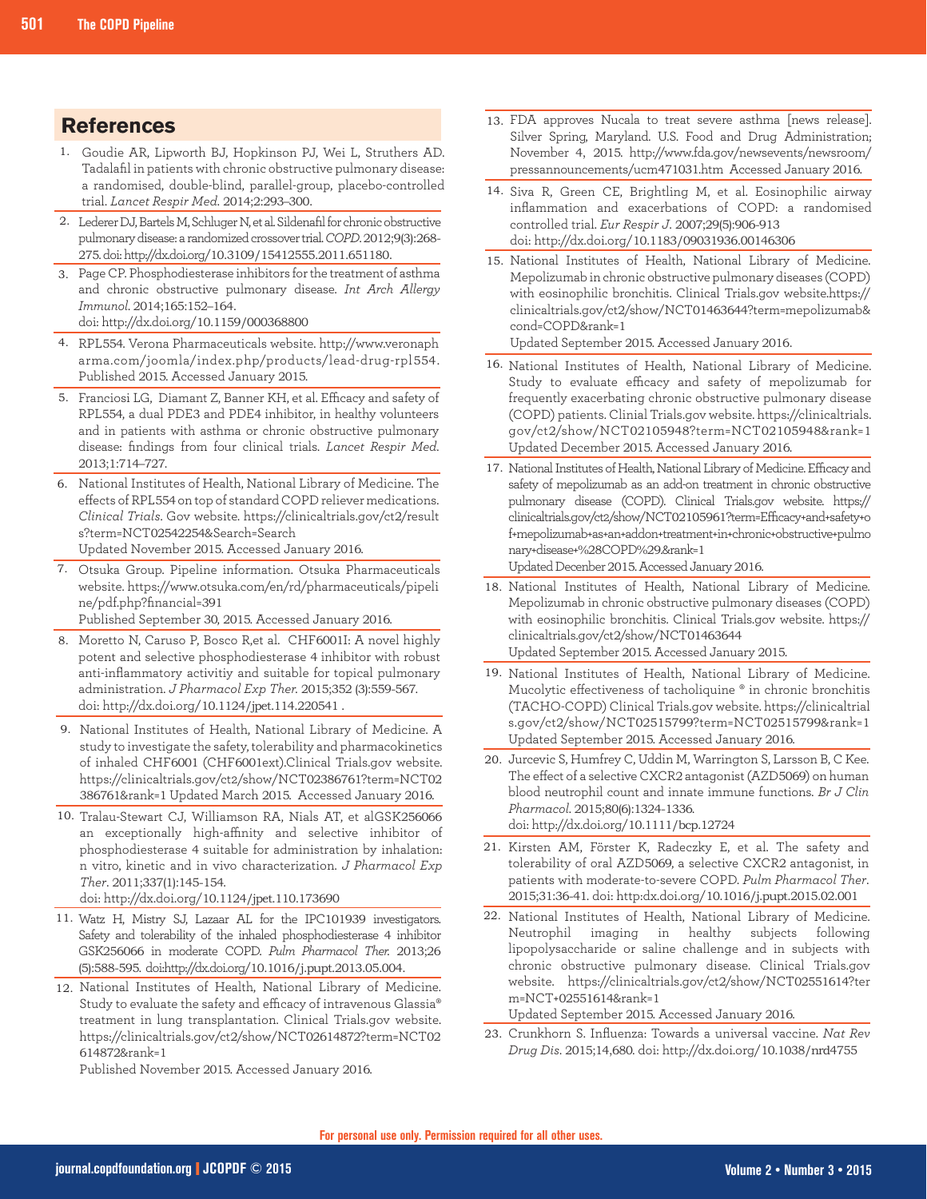## References

1. Goudie AR, Lipworth BJ, Hopkinson PJ, Wei L, Struthers AD. Tadalafil in patients with chronic obstructive pulmonary disease: a randomised, double-blind, parallel-group, placebo-controlled trial. *Lancet Respir Med*. 2014;2:293–300.
2. Lederer DJ, Bartels M, Schluger N, et al. Sildenafil for chronic obstructive pulmonary disease: a randomized crossover trial. *COPD*. 2012;9(3):268-275. doi: http://dx.doi.org/10.3109/15412555.2011.651180.
3. Page CP. Phosphodiesterase inhibitors for the treatment of asthma and chronic obstructive pulmonary disease. *Int Arch Allergy Immunol*. 2014;165:152–164. doi: http://dx.doi.org/10.1159/000368800
4. RPL554. Verona Pharmaceuticals website. http://www.veronapharma.com/joomla/index.php/products/lead-drug-rpl554. Published 2015. Accessed January 2015.
5. Franciosi LG, Diamant Z, Banner KH, et al. Efficacy and safety of RPL554, a dual PDE3 and PDE4 inhibitor, in healthy volunteers and in patients with asthma or chronic obstructive pulmonary disease: findings from four clinical trials. *Lancet Respir Med*. 2013;1:714–727.
6. National Institutes of Health, National Library of Medicine. The effects of RPL554 on top of standard COPD reliever medications. *Clinical Trials*. Gov website. https://clinicaltrials.gov/ct2/results?term=NCT02542254&Search=Search Updated November 2015. Accessed January 2016.
7. Otsuka Group. Pipeline information. Otsuka Pharmaceuticals website. https://www.otsuka.com/en/rd/pharmaceuticals/pipeline/pdf.php?financial=391 Published September 30, 2015. Accessed January 2016.
8. Moretto N, Caruso P, Bosco R,et al. CHF6001I: A novel highly potent and selective phosphodiesterase 4 inhibitor with robust anti-inflammatory activitiy and suitable for topical pulmonary administration. *J Pharmacol Exp Ther*. 2015;352 (3):559-567. doi: http://dx.doi.org/10.1124/jpet.114.220541 .
9. National Institutes of Health, National Library of Medicine. A study to investigate the safety, tolerability and pharmacokinetics of inhaled CHF6001 (CHF6001ext).Clinical Trials.gov website. https://clinicaltrials.gov/ct2/show/NCT02386761?term=NCT02386761&rank=1 Updated March 2015. Accessed January 2016.
10. Tralau-Stewart CJ, Williamson RA, Nials AT, et alGSK256066 an exceptionally high-affinity and selective inhibitor of phosphodiesterase 4 suitable for administration by inhalation: n vitro, kinetic and in vivo characterization. *J Pharmacol Exp Ther*. 2011;337(1):145-154. doi: http://dx.doi.org/10.1124/jpet.110.173690
11. Watz H, Mistry SJ, Lazaar AL for the IPC101939 investigators. Safety and tolerability of the inhaled phosphodiesterase 4 inhibitor GSK256066 in moderate COPD. *Pulm Pharmacol Ther*. 2013;26 (5):588-595. doi:http://dx.doi.org/10.1016/j.pupt.2013.05.004.
12. National Institutes of Health, National Library of Medicine. Study to evaluate the safety and efficacy of intravenous Glassia® treatment in lung transplantation. Clinical Trials.gov website. https://clinicaltrials.gov/ct2/show/NCT02614872?term=NCT02614872&rank=1 Published November 2015. Accessed January 2016.
13. FDA approves Nucala to treat severe asthma [news release]. Silver Spring, Maryland. U.S. Food and Drug Administration; November 4, 2015. http://www.fda.gov/newsevents/newsroom/pressannouncements/ucm471031.htm Accessed January 2016.
14. Siva R, Green CE, Brightling M, et al. Eosinophilic airway inflammation and exacerbations of COPD: a randomised controlled trial. *Eur Respir J*. 2007;29(5):906-913 doi: http://dx.doi.org/10.1183/09031936.00146306
15. National Institutes of Health, National Library of Medicine. Mepolizumab in chronic obstructive pulmonary diseases (COPD) with eosinophilic bronchitis. Clinical Trials.gov website.https://clinicaltrials.gov/ct2/show/NCT01463644?term=mepolizumab&cond=COPD&rank=1 Updated September 2015. Accessed January 2016.
16. National Institutes of Health, National Library of Medicine. Study to evaluate efficacy and safety of mepolizumab for frequently exacerbating chronic obstructive pulmonary disease (COPD) patients. Clinial Trials.gov website. https://clinicaltrials.gov/ct2/show/NCT02105948?term=NCT02105948&rank=1 Updated December 2015. Accessed January 2016.
17. National Institutes of Health, National Library of Medicine. Efficacy and safety of mepolizumab as an add-on treatment in chronic obstructive pulmonary disease (COPD). Clinical Trials.gov website. https://clinicaltrials.gov/ct2/show/NCT02105961?term=Efficacy+and+safety+of+mepolizumab+as+an+addon+treatment+in+chronic+obstructive+pulmonary+disease+%28COPD%29&rank=1 Updated Decenber 2015. Accessed January 2016.
18. National Institutes of Health, National Library of Medicine. Mepolizumab in chronic obstructive pulmonary diseases (COPD) with eosinophilic bronchitis. Clinical Trials.gov website. https://clinicaltrials.gov/ct2/show/NCT01463644 Updated September 2015. Accessed January 2015.
19. National Institutes of Health, National Library of Medicine. Mucolytic effectiveness of tacholiquine ® in chronic bronchitis (TACHO-COPD) Clinical Trials.gov website. https://clinicaltrials.gov/ct2/show/NCT02515799?term=NCT02515799&rank=1 Updated September 2015. Accessed January 2016.
20. Jurcevic S, Humfrey C, Uddin M, Warrington S, Larsson B, C Kee. The effect of a selective CXCR2 antagonist (AZD5069) on human blood neutrophil count and innate immune functions. *Br J Clin Pharmacol*. 2015;80(6):1324-1336. doi: http://dx.doi.org/10.1111/bcp.12724
21. Kirsten AM, Förster K, Radeczky E, et al. The safety and tolerability of oral AZD5069, a selective CXCR2 antagonist, in patients with moderate-to-severe COPD. *Pulm Pharmacol Ther*. 2015;31:36-41. doi: http:dx.doi.org/10.1016/j.pupt.2015.02.001
22. National Institutes of Health, National Library of Medicine. Neutrophil imaging in healthy subjects following lipopolysaccharide or saline challenge and in subjects with chronic obstructive pulmonary disease. Clinical Trials.gov website. https://clinicaltrials.gov/ct2/show/NCT02551614?term=NCT+02551614&rank=1 Updated September 2015. Accessed January 2016.
23. Crunkhorn S. Influenza: Towards a universal vaccine. *Nat Rev Drug Dis*. 2015;14,680. doi: http://dx.doi.org/10.1038/nrd4755

For personal use only. Permission required for all other uses.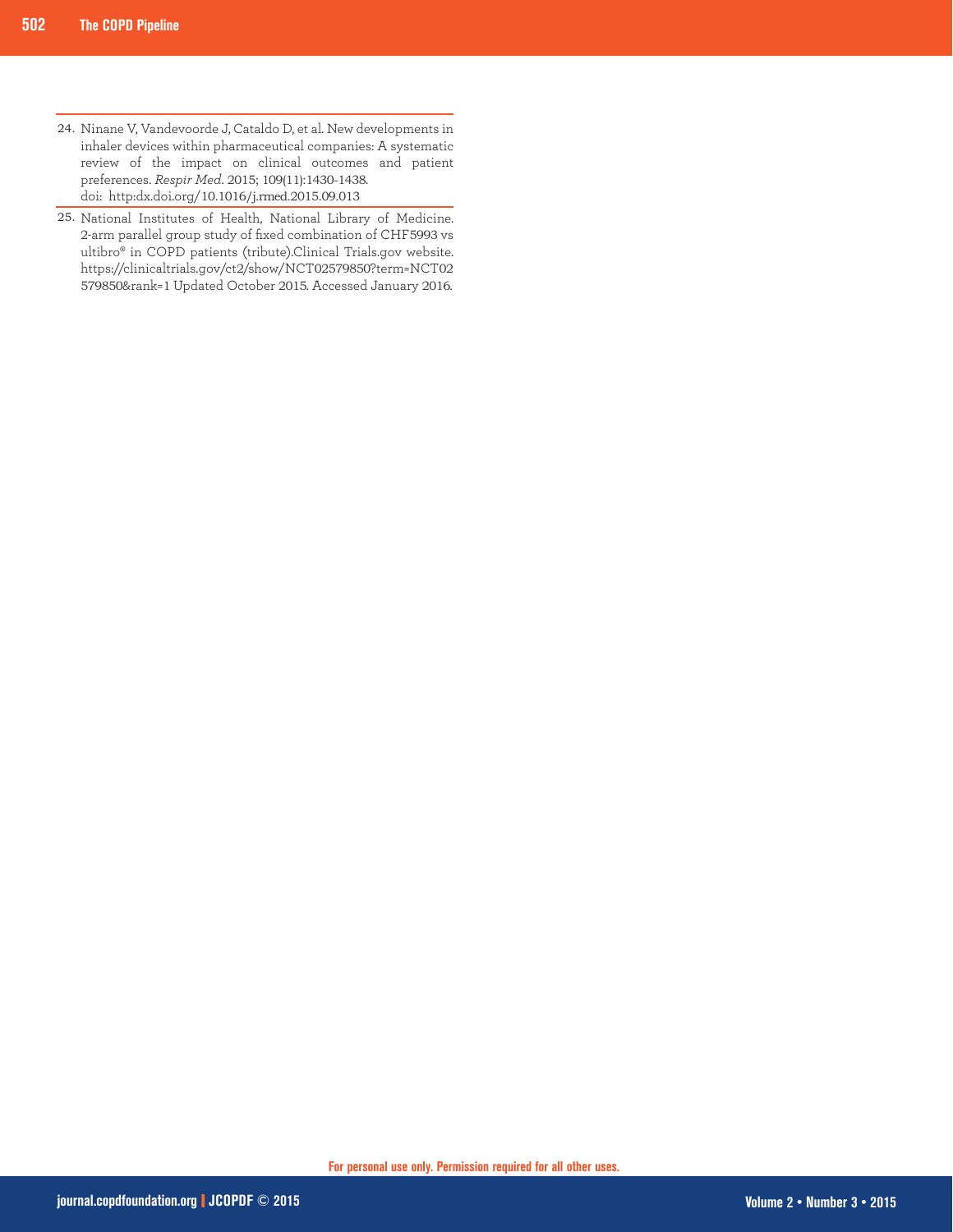24. Ninane V, Vandevoorde J, Cataldo D, et al. New developments in inhaler devices within pharmaceutical companies: A systematic review of the impact on clinical outcomes and patient preferences. *Respir Med*. 2015; 109(11):1430-1438. doi: http:dx.doi.org/10.1016/j.rmed.2015.09.013

25. National Institutes of Health, National Library of Medicine. 2-arm parallel group study of fixed combination of CHF5993 vs ultibro® in COPD patients (tribute).Clinical Trials.gov website. https://clinicaltrials.gov/ct2/show/NCT02579850?term=NCT02579850&rank=1 Updated October 2015. Accessed January 2016.

For personal use only. Permission required for all other uses.